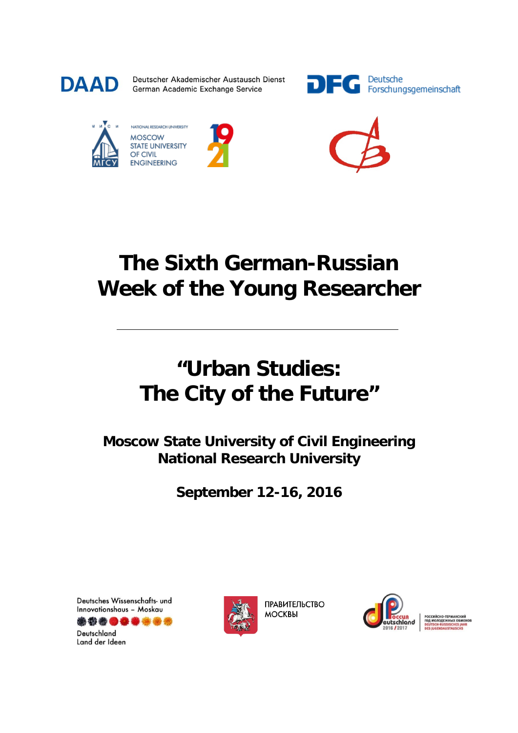DAAD Deutscher Akademischer Austausch Dienst
German Academic Exchange Service

DFG Deutsche Forschungsgemeinschaft

NATIONAL RESEARCH UNIVERSITY
MOSCOW
STATE UNIVERSITY
OF CIVIL
ENGINEERING

# The Sixth German-Russian Week of the Young Researcher

---

# "Urban Studies: The City of the Future"

### Moscow State University of Civil Engineering National Research University

### September 12-16, 2016

Deutsches Wissenschafts- und Innovationshaus – Moskau

Deutschland Land der Ideen

ПРАВИТЕЛЬСТВО МОСКВЫ

РОССИЙСКО-ГЕРМАНСКИЙ ГОД МОЛОДЕЖНЫХ ОБМЕНОВ
DEUTSCH-RUSSISCHES JAHR DES JUGENDAUSTAUSCHS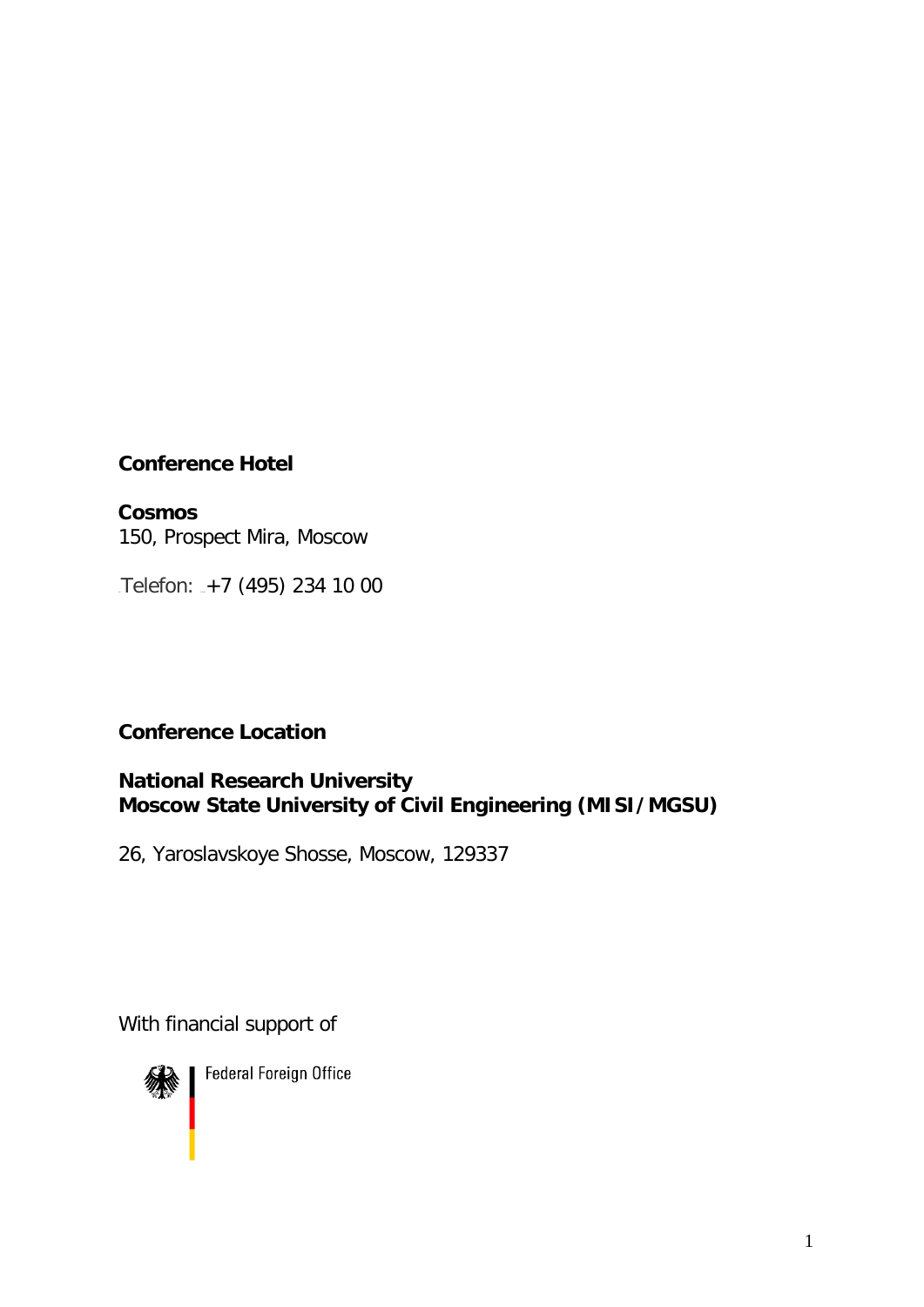**Conference Hotel**

**Cosmos**
150, Prospect Mira, Moscow

Telefon: +7 (495) 234 10 00

**Conference Location**

**National Research University**
**Moscow State University of Civil Engineering (MISI/MGSU)**

26, Yaroslavskoye Shosse, Moscow, 129337

With financial support of

Federal Foreign Office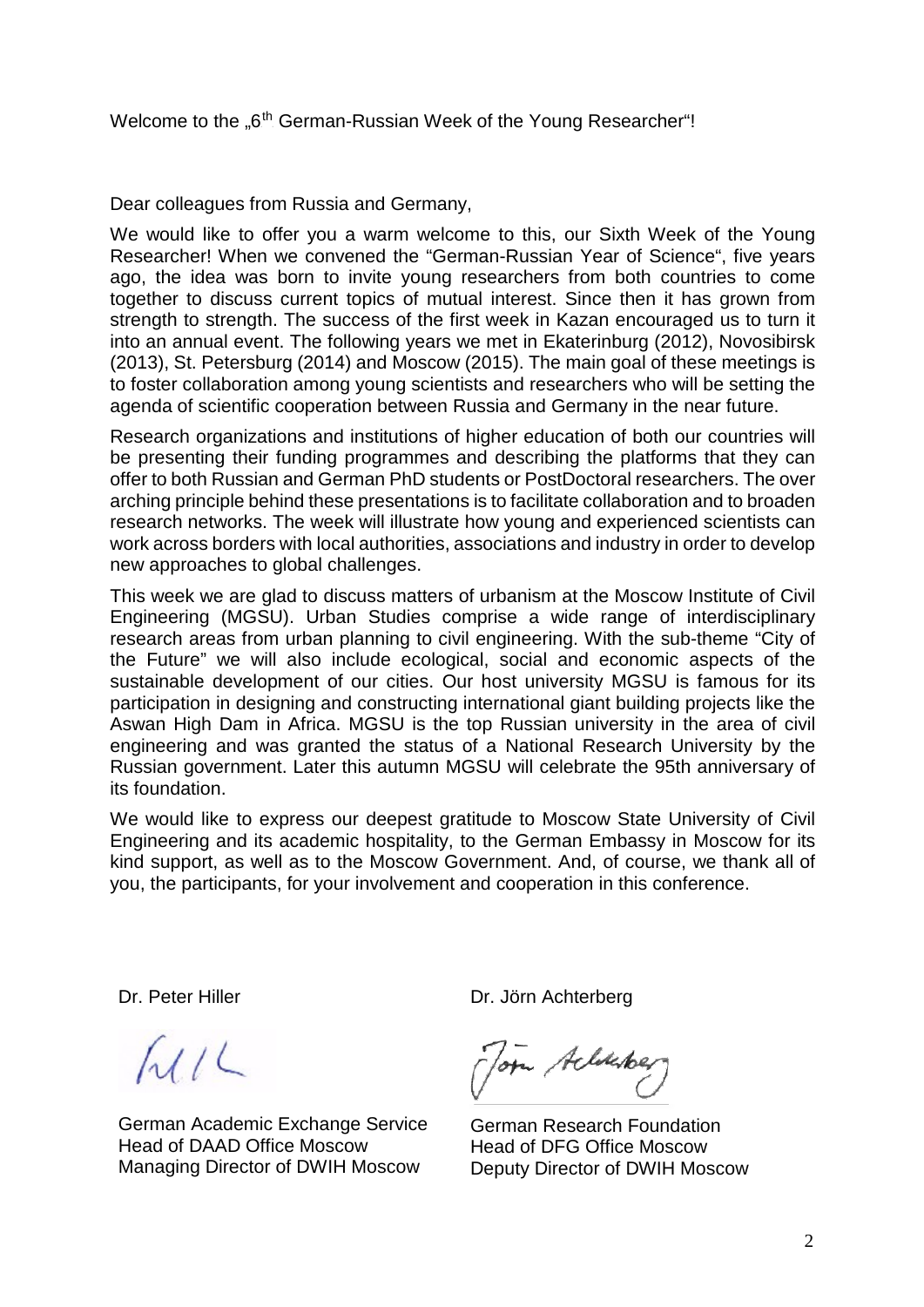Welcome to the „6th German-Russian Week of the Young Researcher"!

Dear colleagues from Russia and Germany,

We would like to offer you a warm welcome to this, our Sixth Week of the Young Researcher! When we convened the "German-Russian Year of Science", five years ago, the idea was born to invite young researchers from both countries to come together to discuss current topics of mutual interest. Since then it has grown from strength to strength. The success of the first week in Kazan encouraged us to turn it into an annual event. The following years we met in Ekaterinburg (2012), Novosibirsk (2013), St. Petersburg (2014) and Moscow (2015). The main goal of these meetings is to foster collaboration among young scientists and researchers who will be setting the agenda of scientific cooperation between Russia and Germany in the near future.

Research organizations and institutions of higher education of both our countries will be presenting their funding programmes and describing the platforms that they can offer to both Russian and German PhD students or PostDoctoral researchers. The over arching principle behind these presentations is to facilitate collaboration and to broaden research networks. The week will illustrate how young and experienced scientists can work across borders with local authorities, associations and industry in order to develop new approaches to global challenges.

This week we are glad to discuss matters of urbanism at the Moscow Institute of Civil Engineering (MGSU). Urban Studies comprise a wide range of interdisciplinary research areas from urban planning to civil engineering. With the sub-theme "City of the Future" we will also include ecological, social and economic aspects of the sustainable development of our cities. Our host university MGSU is famous for its participation in designing and constructing international giant building projects like the Aswan High Dam in Africa. MGSU is the top Russian university in the area of civil engineering and was granted the status of a National Research University by the Russian government. Later this autumn MGSU will celebrate the 95th anniversary of its foundation.

We would like to express our deepest gratitude to Moscow State University of Civil Engineering and its academic hospitality, to the German Embassy in Moscow for its kind support, as well as to the Moscow Government. And, of course, we thank all of you, the participants, for your involvement and cooperation in this conference.

Dr. Peter Hiller

German Academic Exchange Service
Head of DAAD Office Moscow
Managing Director of DWIH Moscow

Dr. Jörn Achterberg

German Research Foundation
Head of DFG Office Moscow
Deputy Director of DWIH Moscow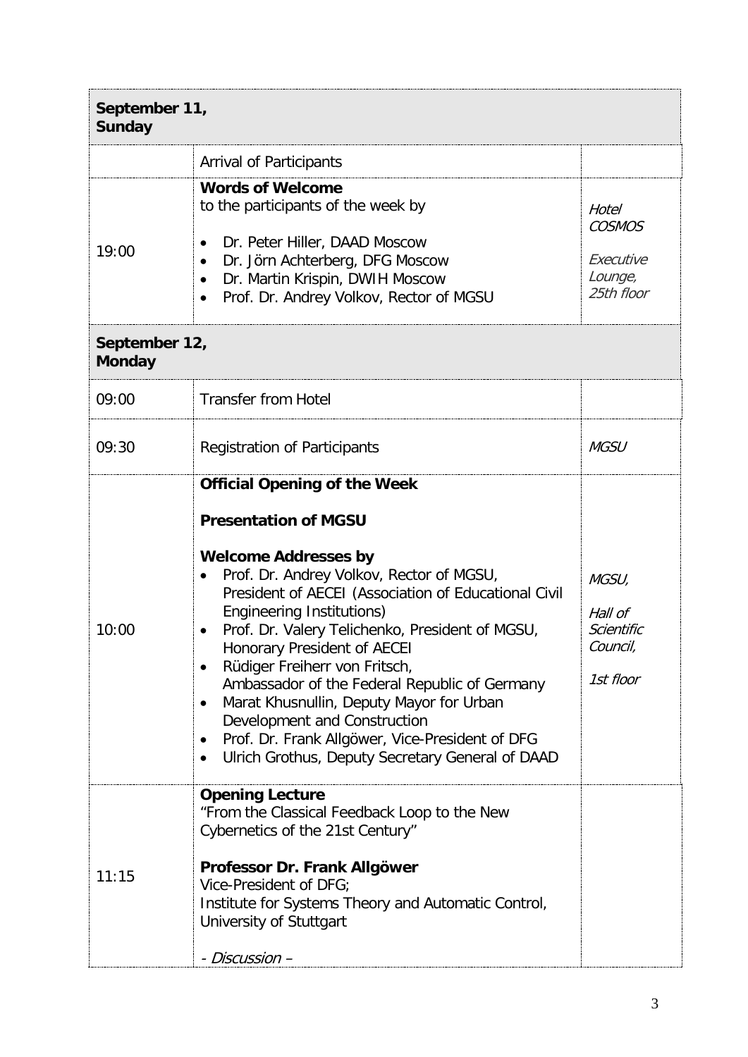| September 11, Sunday | | |
|---|---|---|
| | Arrival of Participants | |
| 19:00 | **Words of Welcome**<br>to the participants of the week by<br>• Dr. Peter Hiller, DAAD Moscow<br>• Dr. Jörn Achterberg, DFG Moscow<br>• Dr. Martin Krispin, DWIH Moscow<br>• Prof. Dr. Andrey Volkov, Rector of MGSU | *Hotel COSMOS*<br><br>*Executive Lounge, 25th floor* |
| **September 12, Monday** | | |
| 09:00 | Transfer from Hotel | |
| 09:30 | Registration of Participants | *MGSU* |
| 10:00 | **Official Opening of the Week**<br><br>**Presentation of MGSU**<br><br>**Welcome Addresses by**<br>• Prof. Dr. Andrey Volkov, Rector of MGSU, President of AECEI (Association of Educational Civil Engineering Institutions)<br>• Prof. Dr. Valery Telichenko, President of MGSU, Honorary President of AECEI<br>• Rüdiger Freiherr von Fritsch, Ambassador of the Federal Republic of Germany<br>• Marat Khusnullin, Deputy Mayor for Urban Development and Construction<br>• Prof. Dr. Frank Allgöwer, Vice-President of DFG<br>• Ulrich Grothus, Deputy Secretary General of DAAD | *MGSU,*<br><br>*Hall of Scientific Council,*<br><br>*1st floor* |
| 11:15 | **Opening Lecture**<br>"From the Classical Feedback Loop to the New Cybernetics of the 21st Century"<br><br>**Professor Dr. Frank Allgöwer**<br>Vice-President of DFG;<br>Institute for Systems Theory and Automatic Control, University of Stuttgart<br><br>*- Discussion –* | |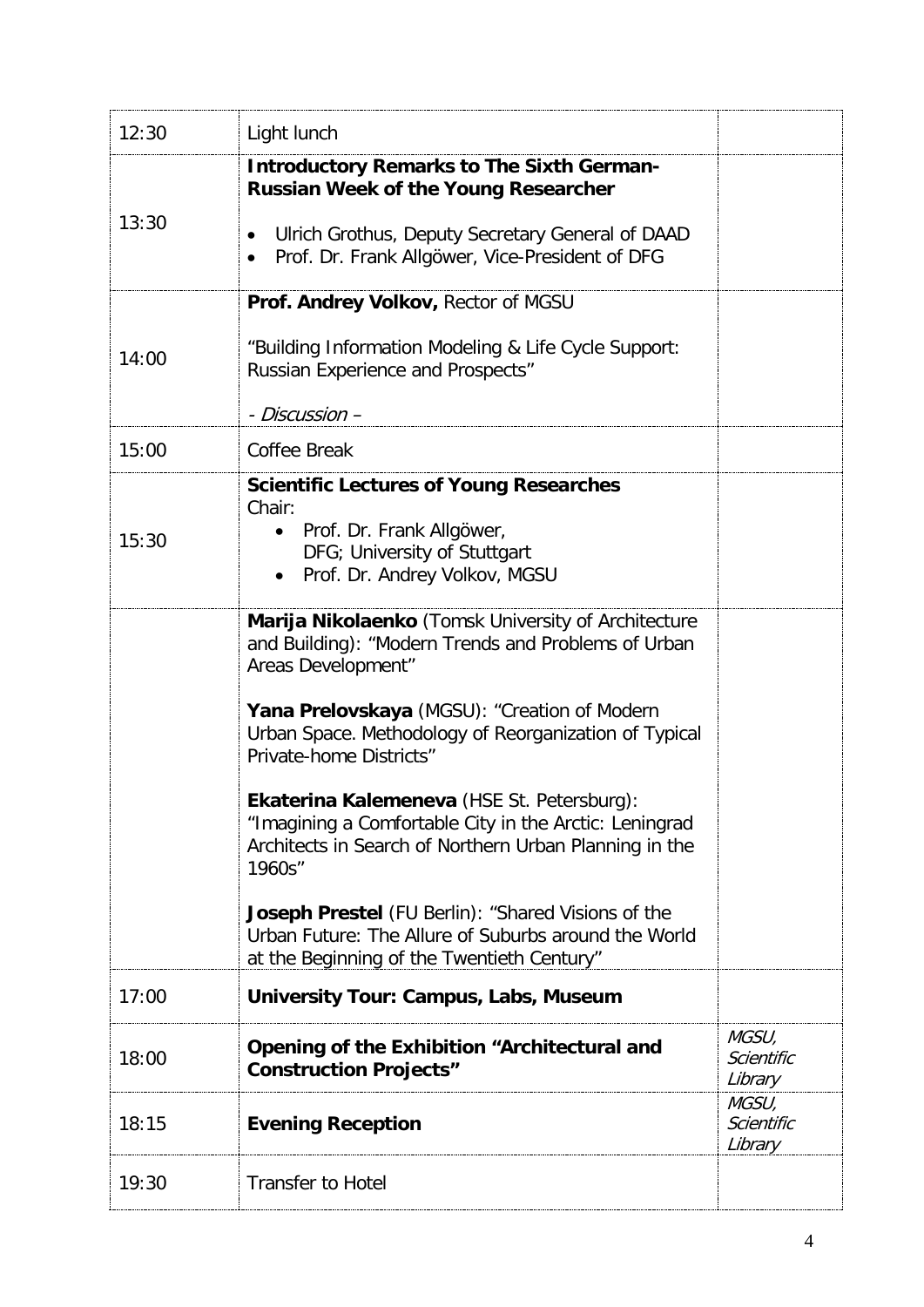| | | |
|---|---|---|
| 12:30 | Light lunch | |
| 13:30 | **Introductory Remarks to The Sixth German-Russian Week of the Young Researcher**<br>• Ulrich Grothus, Deputy Secretary General of DAAD<br>• Prof. Dr. Frank Allgöwer, Vice-President of DFG | |
| 14:00 | **Prof. Andrey Volkov,** Rector of MGSU<br><br>"Building Information Modeling & Life Cycle Support: Russian Experience and Prospects"<br><br>*- Discussion –* | |
| 15:00 | Coffee Break | |
| 15:30 | **Scientific Lectures of Young Researches**<br>Chair:<br>• Prof. Dr. Frank Allgöwer, DFG; University of Stuttgart<br>• Prof. Dr. Andrey Volkov, MGSU | |
| | **Marija Nikolaenko** (Tomsk University of Architecture and Building): "Modern Trends and Problems of Urban Areas Development"<br><br>**Yana Prelovskaya** (MGSU): "Creation of Modern Urban Space. Methodology of Reorganization of Typical Private-home Districts"<br><br>**Ekaterina Kalemeneva** (HSE St. Petersburg): "Imagining a Comfortable City in the Arctic: Leningrad Architects in Search of Northern Urban Planning in the 1960s"<br><br>**Joseph Prestel** (FU Berlin): "Shared Visions of the Urban Future: The Allure of Suburbs around the World at the Beginning of the Twentieth Century" | |
| 17:00 | **University Tour: Campus, Labs, Museum** | |
| 18:00 | **Opening of the Exhibition "Architectural and Construction Projects"** | *MGSU, Scientific Library* |
| 18:15 | **Evening Reception** | *MGSU, Scientific Library* |
| 19:30 | Transfer to Hotel | |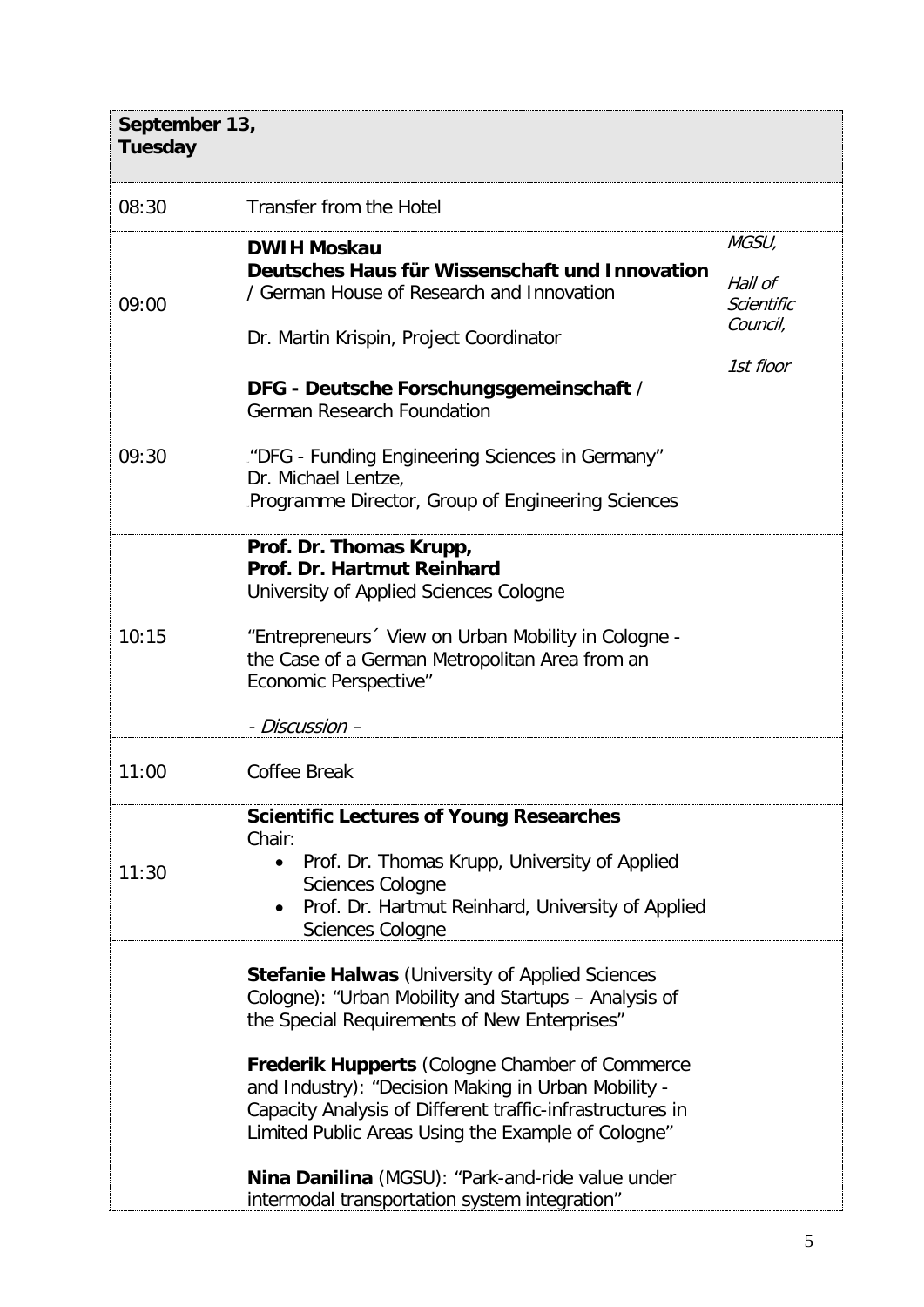| **September 13, Tuesday** | | |
|---|---|---|
| 08:30 | Transfer from the Hotel | |
| 09:00 | **DWIH Moskau**<br>**Deutsches Haus für Wissenschaft und Innovation** / German House of Research and Innovation<br><br>Dr. Martin Krispin, Project Coordinator | *MGSU,*<br><br>*Hall of Scientific Council,*<br><br>*1st floor* |
| 09:30 | **DFG - Deutsche Forschungsgemeinschaft** / German Research Foundation<br><br>"DFG - Funding Engineering Sciences in Germany"<br>Dr. Michael Lentze,<br>Programme Director, Group of Engineering Sciences | |
| 10:15 | **Prof. Dr. Thomas Krupp,**<br>**Prof. Dr. Hartmut Reinhard**<br>University of Applied Sciences Cologne<br><br>"Entrepreneurs´ View on Urban Mobility in Cologne - the Case of a German Metropolitan Area from an Economic Perspective"<br><br>*- Discussion –* | |
| 11:00 | Coffee Break | |
| 11:30 | **Scientific Lectures of Young Researches**<br>Chair:<br>• Prof. Dr. Thomas Krupp, University of Applied Sciences Cologne<br>• Prof. Dr. Hartmut Reinhard, University of Applied Sciences Cologne | |
| | **Stefanie Halwas** (University of Applied Sciences Cologne): "Urban Mobility and Startups – Analysis of the Special Requirements of New Enterprises"<br><br>**Frederik Hupperts** (Cologne Chamber of Commerce and Industry): "Decision Making in Urban Mobility - Capacity Analysis of Different traffic-infrastructures in Limited Public Areas Using the Example of Cologne"<br><br>**Nina Danilina** (MGSU): "Park-and-ride value under intermodal transportation system integration" | |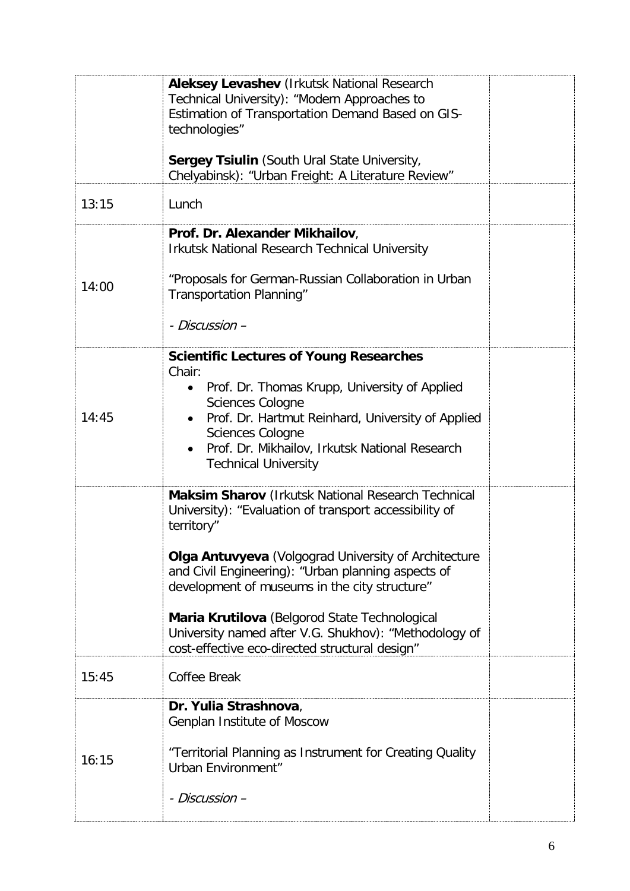| | | |
|---|---|---|
| | **Aleksey Levashev** (Irkutsk National Research Technical University): "Modern Approaches to Estimation of Transportation Demand Based on GIS-technologies"<br><br>**Sergey Tsiulin** (South Ural State University, Chelyabinsk): "Urban Freight: A Literature Review" | |
| 13:15 | Lunch | |
| 14:00 | **Prof. Dr. Alexander Mikhailov**, Irkutsk National Research Technical University<br><br>"Proposals for German-Russian Collaboration in Urban Transportation Planning"<br><br>*- Discussion –* | |
| 14:45 | **Scientific Lectures of Young Researches**<br>Chair:<br>• Prof. Dr. Thomas Krupp, University of Applied Sciences Cologne<br>• Prof. Dr. Hartmut Reinhard, University of Applied Sciences Cologne<br>• Prof. Dr. Mikhailov, Irkutsk National Research Technical University | |
| | **Maksim Sharov** (Irkutsk National Research Technical University): "Evaluation of transport accessibility of territory"<br><br>**Olga Antuvyeva** (Volgograd University of Architecture and Civil Engineering): "Urban planning aspects of development of museums in the city structure"<br><br>**Maria Krutilova** (Belgorod State Technological University named after V.G. Shukhov): "Methodology of cost-effective eco-directed structural design" | |
| 15:45 | Coffee Break | |
| 16:15 | **Dr. Yulia Strashnova**, Genplan Institute of Moscow<br><br>"Territorial Planning as Instrument for Creating Quality Urban Environment"<br><br>*- Discussion –* | |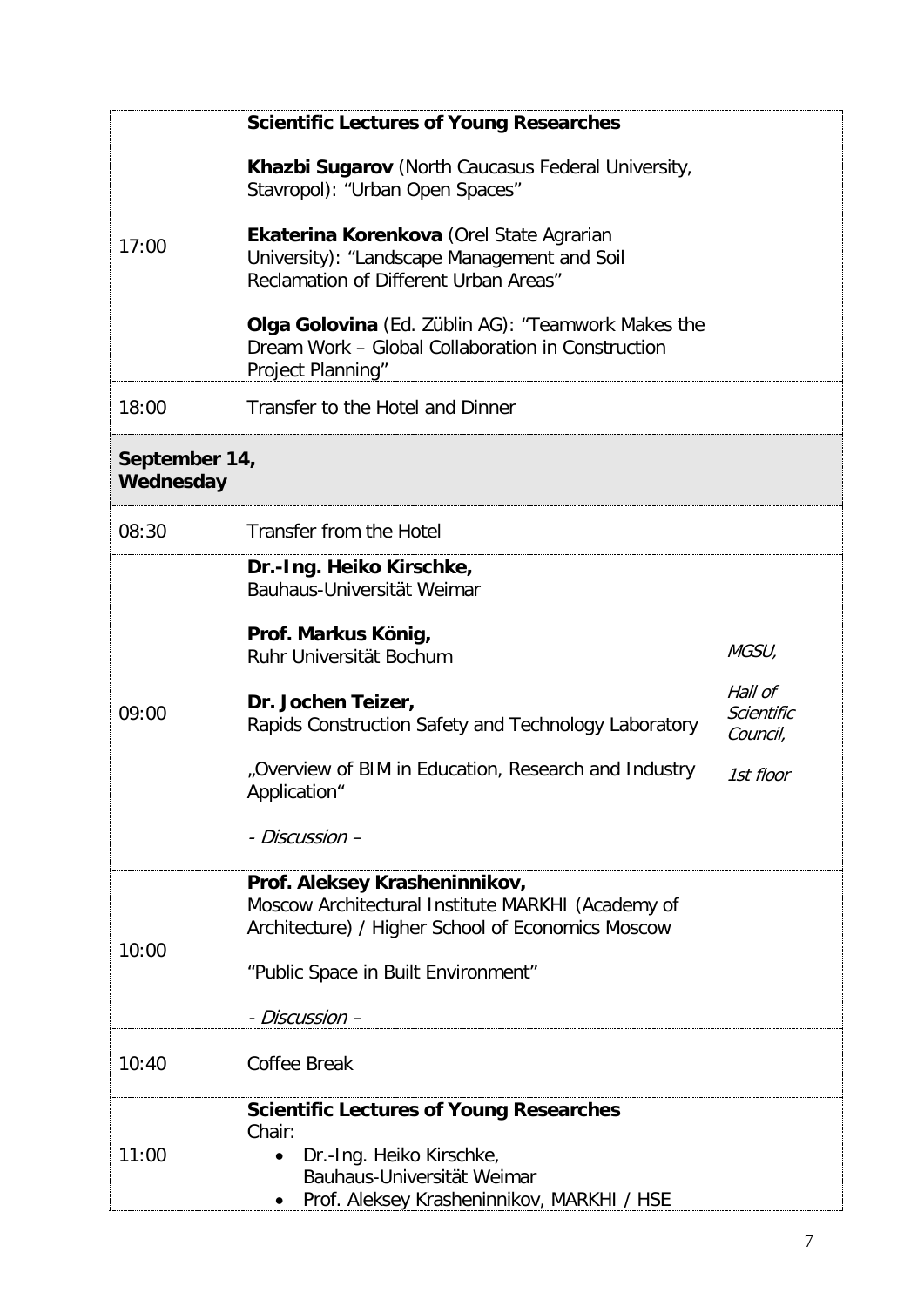| | | |
|---|---|---|
| 17:00 | **Scientific Lectures of Young Researches**<br><br>**Khazbi Sugarov** (North Caucasus Federal University, Stavropol): “Urban Open Spaces”<br><br>**Ekaterina Korenkova** (Orel State Agrarian University): “Landscape Management and Soil Reclamation of Different Urban Areas”<br><br>**Olga Golovina** (Ed. Züblin AG): “Teamwork Makes the Dream Work – Global Collaboration in Construction Project Planning” | |
| 18:00 | Transfer to the Hotel and Dinner | |
| **September 14, Wednesday** | | |
| 08:30 | Transfer from the Hotel | |
| 09:00 | **Dr.-Ing. Heiko Kirschke,**<br>Bauhaus-Universität Weimar<br><br>**Prof. Markus König,**<br>Ruhr Universität Bochum<br><br>**Dr. Jochen Teizer,**<br>Rapids Construction Safety and Technology Laboratory<br><br>„Overview of BIM in Education, Research and Industry Application“<br><br>*- Discussion –* | *MGSU,*<br><br>*Hall of Scientific Council,*<br><br>*1st floor* |
| 10:00 | **Prof. Aleksey Krasheninnikov,**<br>Moscow Architectural Institute MARKHI (Academy of Architecture) / Higher School of Economics Moscow<br><br>“Public Space in Built Environment”<br><br>*- Discussion –* | |
| 10:40 | Coffee Break | |
| 11:00 | **Scientific Lectures of Young Researches**<br>Chair:<br>• Dr.-Ing. Heiko Kirschke, Bauhaus-Universität Weimar<br>• Prof. Aleksey Krasheninnikov, MARKHI / HSE | |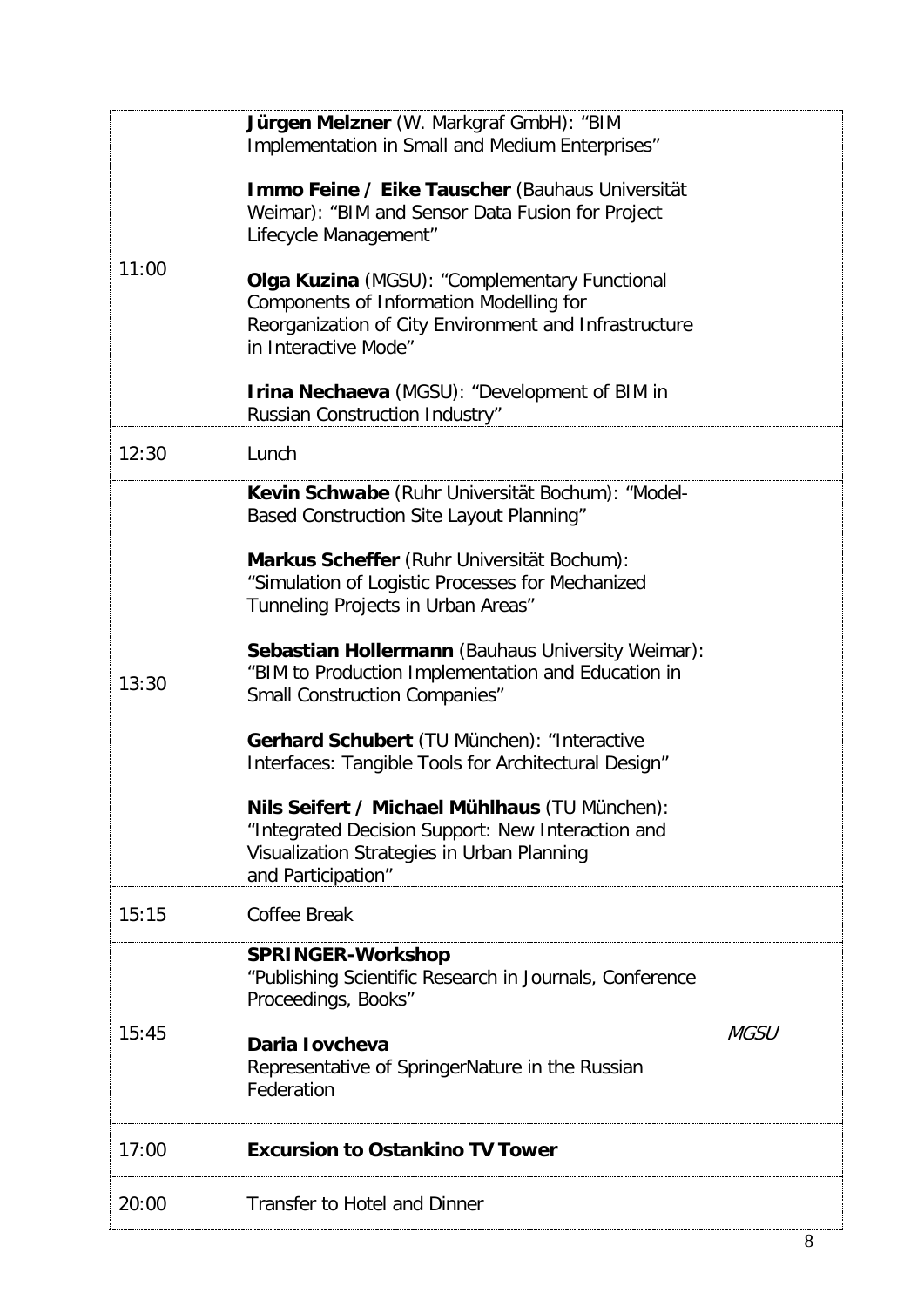| | | |
|---|---|---|
| 11:00 | **Jürgen Melzner** (W. Markgraf GmbH): "BIM Implementation in Small and Medium Enterprises"<br><br>**Immo Feine / Eike Tauscher** (Bauhaus Universität Weimar): "BIM and Sensor Data Fusion for Project Lifecycle Management"<br><br>**Olga Kuzina** (MGSU): "Complementary Functional Components of Information Modelling for Reorganization of City Environment and Infrastructure in Interactive Mode"<br><br>**Irina Nechaeva** (MGSU): "Development of BIM in Russian Construction Industry" | |
| 12:30 | Lunch | |
| 13:30 | **Kevin Schwabe** (Ruhr Universität Bochum): "Model-Based Construction Site Layout Planning"<br><br>**Markus Scheffer** (Ruhr Universität Bochum): "Simulation of Logistic Processes for Mechanized Tunneling Projects in Urban Areas"<br><br>**Sebastian Hollermann** (Bauhaus University Weimar): "BIM to Production Implementation and Education in Small Construction Companies"<br><br>**Gerhard Schubert** (TU München): "Interactive Interfaces: Tangible Tools for Architectural Design"<br><br>**Nils Seifert / Michael Mühlhaus** (TU München): "Integrated Decision Support: New Interaction and Visualization Strategies in Urban Planning and Participation" | |
| 15:15 | Coffee Break | |
| 15:45 | **SPRINGER-Workshop**<br>"Publishing Scientific Research in Journals, Conference Proceedings, Books"<br><br>**Daria Iovcheva**<br>Representative of SpringerNature in the Russian Federation | *MGSU* |
| 17:00 | **Excursion to Ostankino TV Tower** | |
| 20:00 | Transfer to Hotel and Dinner | |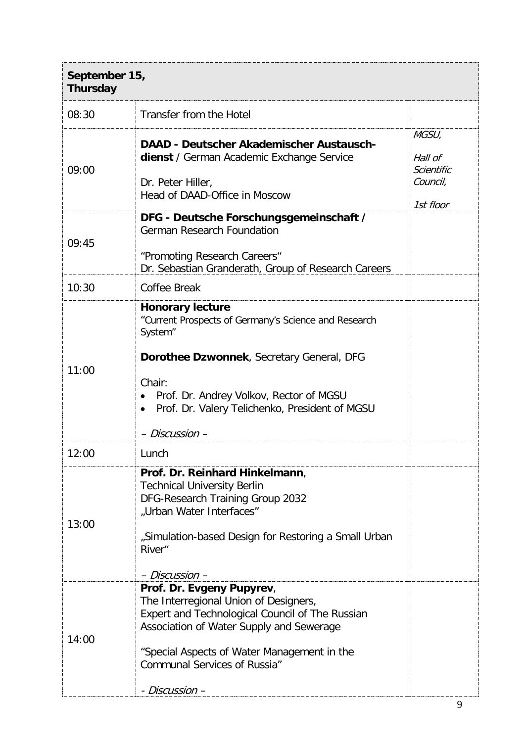| September 15, Thursday | | |
|---|---|---|
| 08:30 | Transfer from the Hotel | |
| 09:00 | **DAAD - Deutscher Akademischer Austausch-dienst** / German Academic Exchange Service<br><br>Dr. Peter Hiller,<br>Head of DAAD-Office in Moscow | *MGSU,*<br><br>*Hall of Scientific Council,*<br><br>*1st floor* |
| 09:45 | **DFG - Deutsche Forschungsgemeinschaft /** German Research Foundation<br><br>"Promoting Research Careers"<br>Dr. Sebastian Granderath, Group of Research Careers | |
| 10:30 | Coffee Break | |
| 11:00 | **Honorary lecture**<br>"Current Prospects of Germany's Science and Research System"<br><br>**Dorothee Dzwonnek**, Secretary General, DFG<br><br>Chair:<br>• Prof. Dr. Andrey Volkov, Rector of MGSU<br>• Prof. Dr. Valery Telichenko, President of MGSU<br><br>*– Discussion –* | |
| 12:00 | Lunch | |
| 13:00 | **Prof. Dr. Reinhard Hinkelmann**,<br>Technical University Berlin<br>DFG-Research Training Group 2032<br>„Urban Water Interfaces"<br><br>„Simulation-based Design for Restoring a Small Urban River"<br><br>*– Discussion –* | |
| 14:00 | **Prof. Dr. Evgeny Pupyrev**,<br>The Interregional Union of Designers,<br>Expert and Technological Council of The Russian Association of Water Supply and Sewerage<br><br>"Special Aspects of Water Management in the Communal Services of Russia"<br><br>*- Discussion –* | |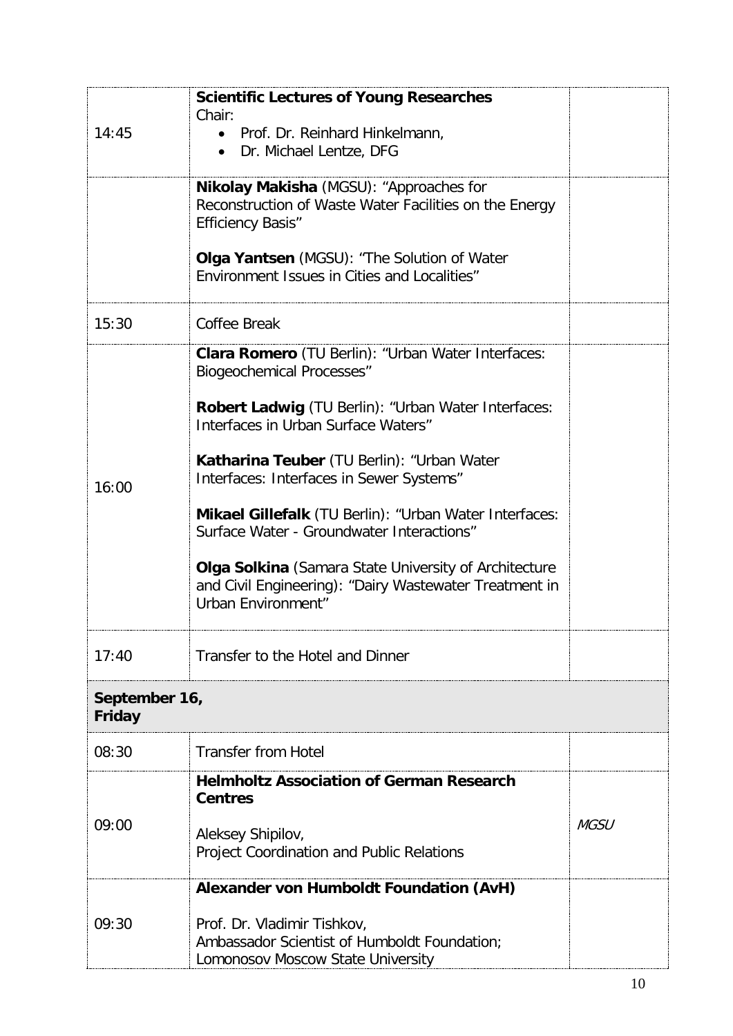| | | |
|---|---|---|
| 14:45 | **Scientific Lectures of Young Researches**<br>Chair:<br>• Prof. Dr. Reinhard Hinkelmann,<br>• Dr. Michael Lentze, DFG | |
| | **Nikolay Makisha** (MGSU): "Approaches for Reconstruction of Waste Water Facilities on the Energy Efficiency Basis"<br><br>**Olga Yantsen** (MGSU): "The Solution of Water Environment Issues in Cities and Localities" | |
| 15:30 | Coffee Break | |
| 16:00 | **Clara Romero** (TU Berlin): "Urban Water Interfaces: Biogeochemical Processes"<br><br>**Robert Ladwig** (TU Berlin): "Urban Water Interfaces: Interfaces in Urban Surface Waters"<br><br>**Katharina Teuber** (TU Berlin): "Urban Water Interfaces: Interfaces in Sewer Systems"<br><br>**Mikael Gillefalk** (TU Berlin): "Urban Water Interfaces: Surface Water - Groundwater Interactions"<br><br>**Olga Solkina** (Samara State University of Architecture and Civil Engineering): "Dairy Wastewater Treatment in Urban Environment" | |
| 17:40 | Transfer to the Hotel and Dinner | |
| **September 16, Friday** | | |
| 08:30 | Transfer from Hotel | |
| 09:00 | **Helmholtz Association of German Research Centres**<br><br>Aleksey Shipilov,<br>Project Coordination and Public Relations | *MGSU* |
| 09:30 | **Alexander von Humboldt Foundation (AvH)**<br><br>Prof. Dr. Vladimir Tishkov,<br>Ambassador Scientist of Humboldt Foundation;<br>Lomonosov Moscow State University | |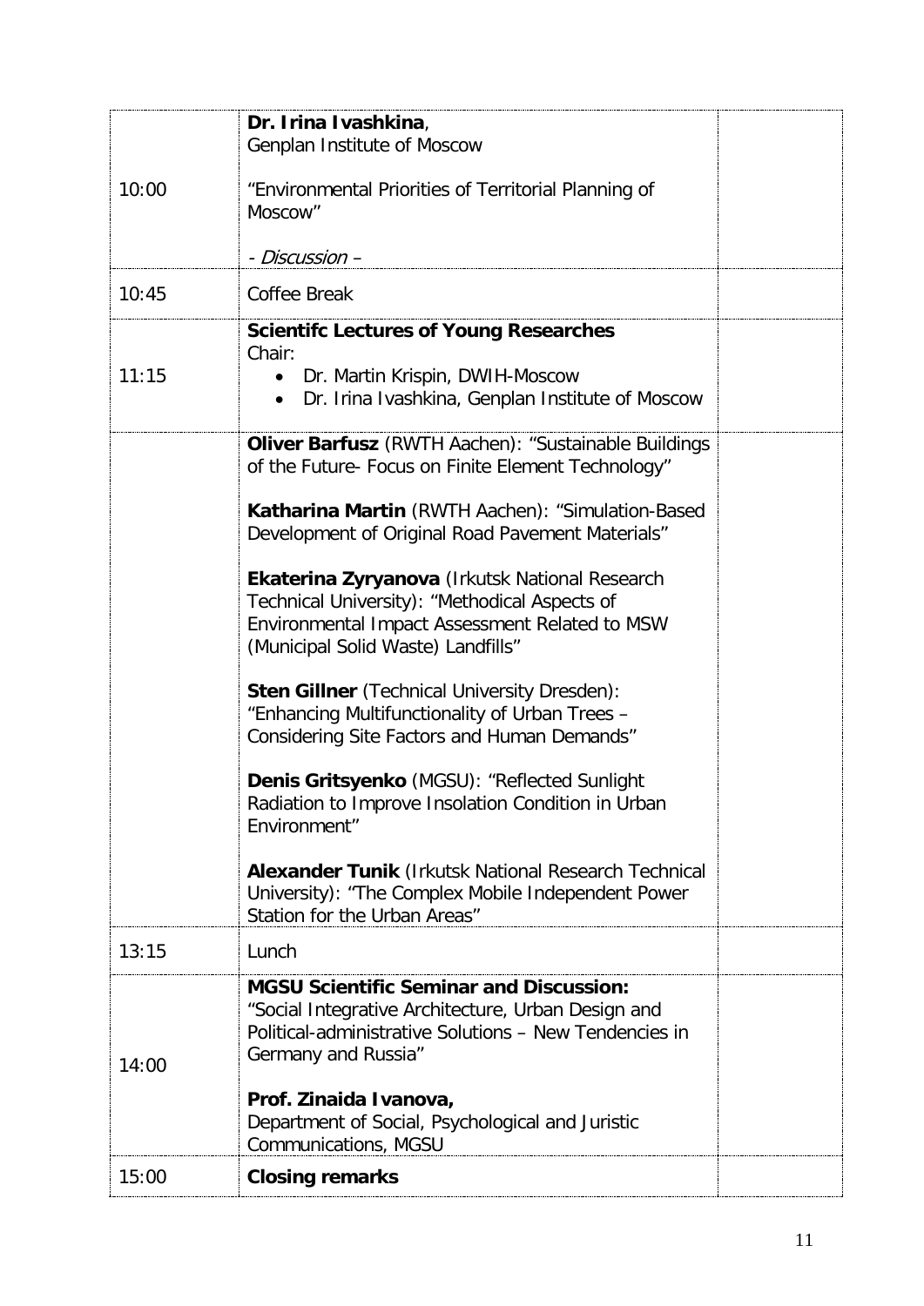| | | |
|---|---|---|
| 10:00 | **Dr. Irina Ivashkina**,<br>Genplan Institute of Moscow<br><br>“Environmental Priorities of Territorial Planning of Moscow”<br><br>*- Discussion –* | |
| 10:45 | Coffee Break | |
| 11:15 | **Scientifc Lectures of Young Researches**<br>Chair:<br>• Dr. Martin Krispin, DWIH-Moscow<br>• Dr. Irina Ivashkina, Genplan Institute of Moscow | |
| | **Oliver Barfusz** (RWTH Aachen): “Sustainable Buildings of the Future- Focus on Finite Element Technology”<br><br>**Katharina Martin** (RWTH Aachen): “Simulation-Based Development of Original Road Pavement Materials”<br><br>**Ekaterina Zyryanova** (Irkutsk National Research Technical University): “Methodical Aspects of Environmental Impact Assessment Related to MSW (Municipal Solid Waste) Landfills”<br><br>**Sten Gillner** (Technical University Dresden): “Enhancing Multifunctionality of Urban Trees – Considering Site Factors and Human Demands”<br><br>**Denis Gritsyenko** (MGSU): “Reflected Sunlight Radiation to Improve Insolation Condition in Urban Environment”<br><br>**Alexander Tunik** (Irkutsk National Research Technical University): “The Complex Mobile Independent Power Station for the Urban Areas” | |
| 13:15 | Lunch | |
| 14:00 | **MGSU Scientific Seminar and Discussion:**<br>“Social Integrative Architecture, Urban Design and Political-administrative Solutions – New Tendencies in Germany and Russia”<br><br>**Prof. Zinaida Ivanova,**<br>Department of Social, Psychological and Juristic Communications, MGSU | |
| 15:00 | **Closing remarks** | |